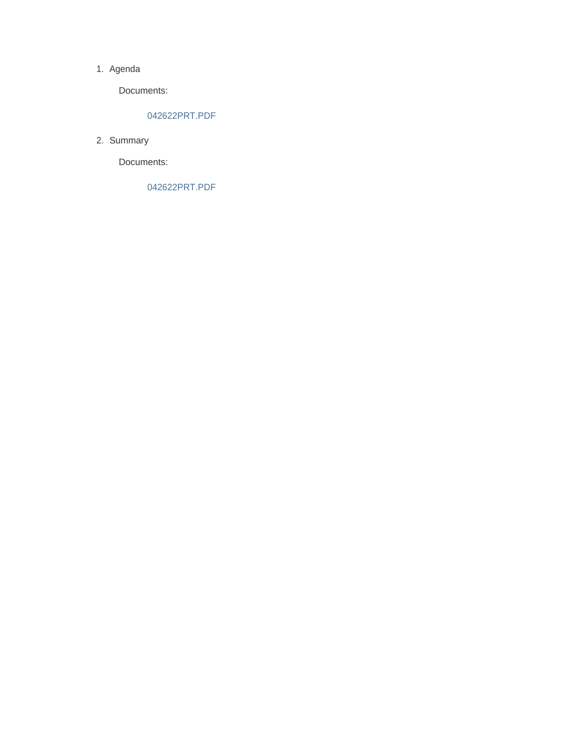1. Agenda

   Documents:

   042622PRT.PDF

2. Summary

   Documents:

   042622PRT.PDF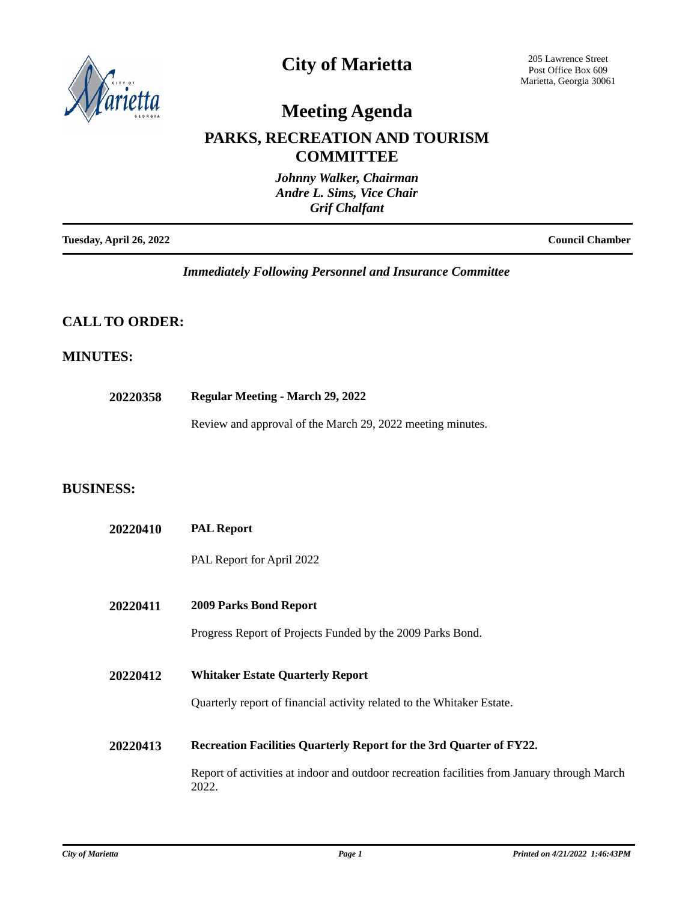# City of Marietta

205 Lawrence Street
Post Office Box 609
Marietta, Georgia 30061

# Meeting Agenda

## PARKS, RECREATION AND TOURISM COMMITTEE

*Johnny Walker, Chairman*
*Andre L. Sims, Vice Chair*
*Grif Chalfant*

**Tuesday, April 26, 2022** **Council Chamber**

*Immediately Following Personnel and Insurance Committee*

## CALL TO ORDER:

## MINUTES:

**20220358** **Regular Meeting - March 29, 2022**

Review and approval of the March 29, 2022 meeting minutes.

## BUSINESS:

**20220410** **PAL Report**

PAL Report for April 2022

**20220411** **2009 Parks Bond Report**

Progress Report of Projects Funded by the 2009 Parks Bond.

**20220412** **Whitaker Estate Quarterly Report**

Quarterly report of financial activity related to the Whitaker Estate.

**20220413** **Recreation Facilities Quarterly Report for the 3rd Quarter of FY22.**

Report of activities at indoor and outdoor recreation facilities from January through March 2022.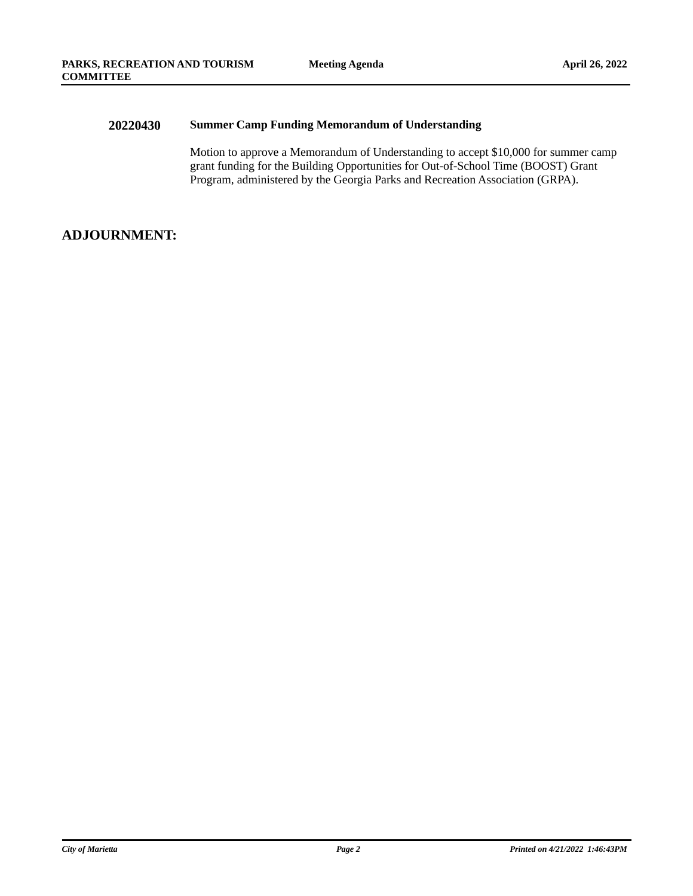**20220430** **Summer Camp Funding Memorandum of Understanding**

Motion to approve a Memorandum of Understanding to accept $10,000 for summer camp grant funding for the Building Opportunities for Out-of-School Time (BOOST) Grant Program, administered by the Georgia Parks and Recreation Association (GRPA).

## ADJOURNMENT: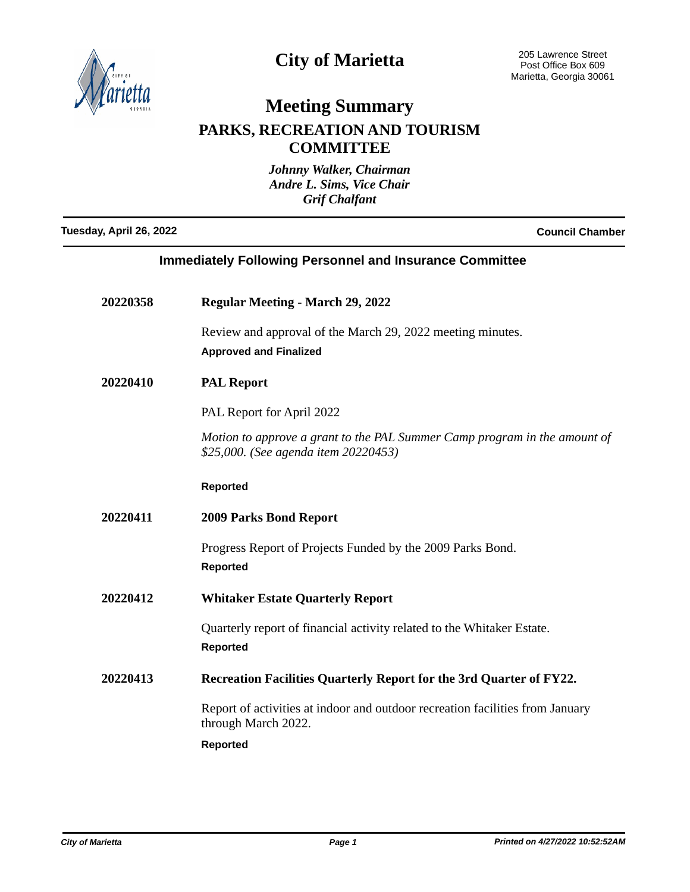# City of Marietta

205 Lawrence Street
Post Office Box 609
Marietta, Georgia 30061

## Meeting Summary

## PARKS, RECREATION AND TOURISM COMMITTEE

*Johnny Walker, Chairman*
*Andre L. Sims, Vice Chair*
*Grif Chalfant*

**Tuesday, April 26, 2022** — **Council Chamber**

### Immediately Following Personnel and Insurance Committee

**20220358** — **Regular Meeting - March 29, 2022**

Review and approval of the March 29, 2022 meeting minutes.

**Approved and Finalized**

**20220410** — **PAL Report**

PAL Report for April 2022

*Motion to approve a grant to the PAL Summer Camp program in the amount of $25,000. (See agenda item 20220453)*

**Reported**

**20220411** — **2009 Parks Bond Report**

Progress Report of Projects Funded by the 2009 Parks Bond.

**Reported**

**20220412** — **Whitaker Estate Quarterly Report**

Quarterly report of financial activity related to the Whitaker Estate.

**Reported**

**20220413** — **Recreation Facilities Quarterly Report for the 3rd Quarter of FY22.**

Report of activities at indoor and outdoor recreation facilities from January through March 2022.

**Reported**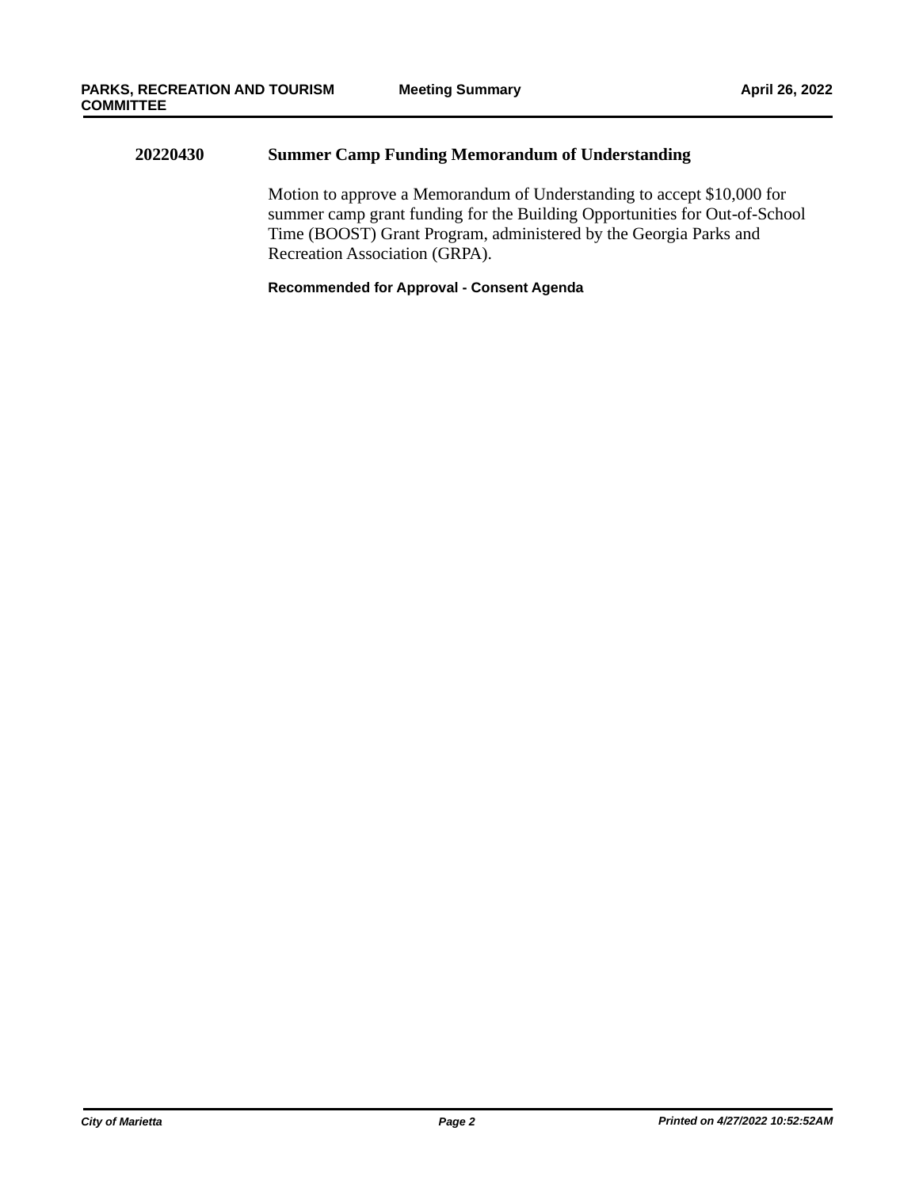**20220430** **Summer Camp Funding Memorandum of Understanding**

Motion to approve a Memorandum of Understanding to accept $10,000 for summer camp grant funding for the Building Opportunities for Out-of-School Time (BOOST) Grant Program, administered by the Georgia Parks and Recreation Association (GRPA).

**Recommended for Approval - Consent Agenda**